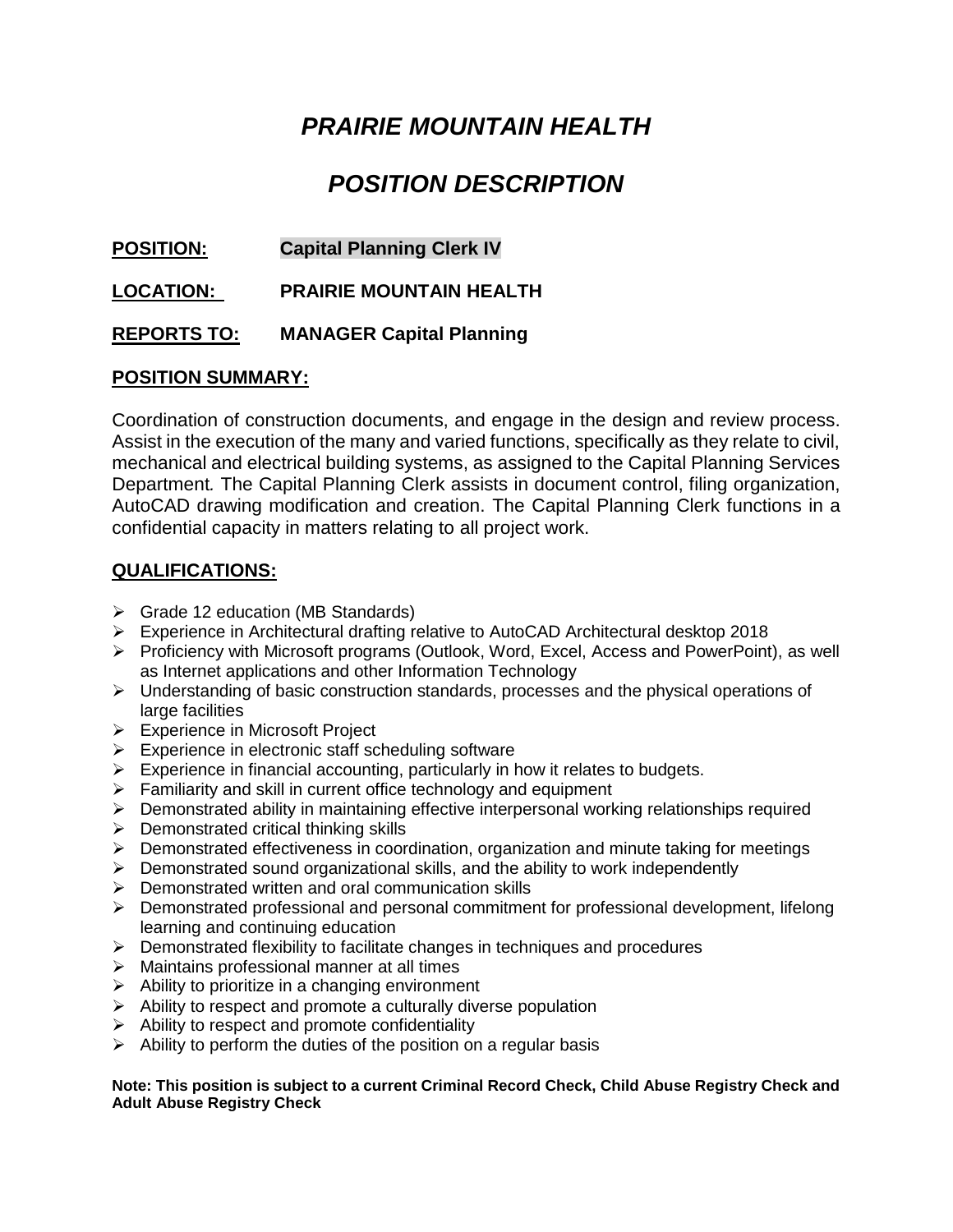# *PRAIRIE MOUNTAIN HEALTH*

# *POSITION DESCRIPTION*

**POSITION:** **Capital Planning Clerk IV**

**LOCATION:** **PRAIRIE MOUNTAIN HEALTH**

**REPORTS TO:** **MANAGER Capital Planning**

## POSITION SUMMARY:

Coordination of construction documents, and engage in the design and review process. Assist in the execution of the many and varied functions, specifically as they relate to civil, mechanical and electrical building systems, as assigned to the Capital Planning Services Department. The Capital Planning Clerk assists in document control, filing organization, AutoCAD drawing modification and creation. The Capital Planning Clerk functions in a confidential capacity in matters relating to all project work.

## QUALIFICATIONS:

- Grade 12 education (MB Standards)
- Experience in Architectural drafting relative to AutoCAD Architectural desktop 2018
- Proficiency with Microsoft programs (Outlook, Word, Excel, Access and PowerPoint), as well as Internet applications and other Information Technology
- Understanding of basic construction standards, processes and the physical operations of large facilities
- Experience in Microsoft Project
- Experience in electronic staff scheduling software
- Experience in financial accounting, particularly in how it relates to budgets.
- Familiarity and skill in current office technology and equipment
- Demonstrated ability in maintaining effective interpersonal working relationships required
- Demonstrated critical thinking skills
- Demonstrated effectiveness in coordination, organization and minute taking for meetings
- Demonstrated sound organizational skills, and the ability to work independently
- Demonstrated written and oral communication skills
- Demonstrated professional and personal commitment for professional development, lifelong learning and continuing education
- Demonstrated flexibility to facilitate changes in techniques and procedures
- Maintains professional manner at all times
- Ability to prioritize in a changing environment
- Ability to respect and promote a culturally diverse population
- Ability to respect and promote confidentiality
- Ability to perform the duties of the position on a regular basis

**Note: This position is subject to a current Criminal Record Check, Child Abuse Registry Check and Adult Abuse Registry Check**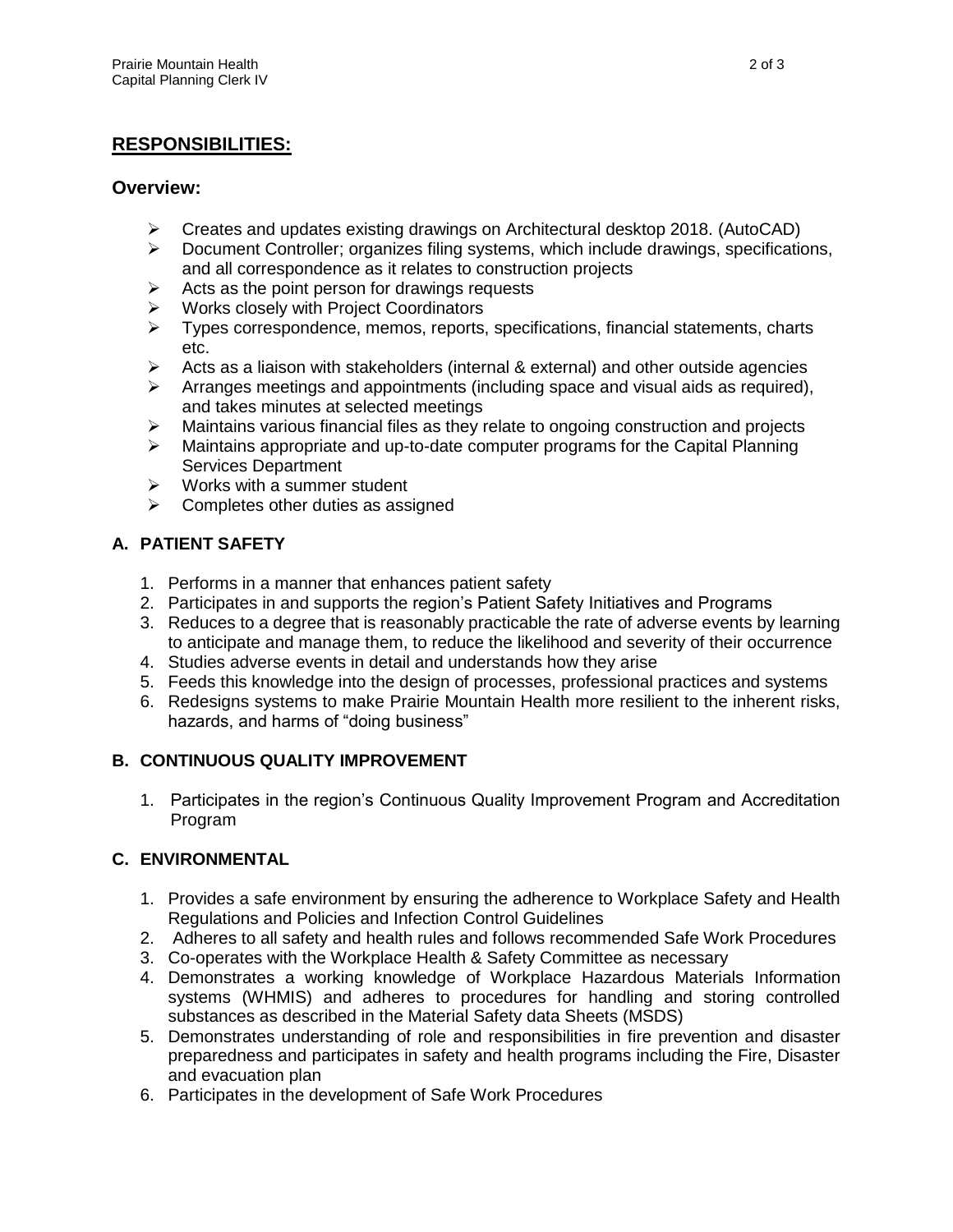## RESPONSIBILITIES:

### Overview:

- Creates and updates existing drawings on Architectural desktop 2018. (AutoCAD)
- Document Controller; organizes filing systems, which include drawings, specifications, and all correspondence as it relates to construction projects
- Acts as the point person for drawings requests
- Works closely with Project Coordinators
- Types correspondence, memos, reports, specifications, financial statements, charts etc.
- Acts as a liaison with stakeholders (internal & external) and other outside agencies
- Arranges meetings and appointments (including space and visual aids as required), and takes minutes at selected meetings
- Maintains various financial files as they relate to ongoing construction and projects
- Maintains appropriate and up-to-date computer programs for the Capital Planning Services Department
- Works with a summer student
- Completes other duties as assigned

### A. PATIENT SAFETY

1. Performs in a manner that enhances patient safety
2. Participates in and supports the region's Patient Safety Initiatives and Programs
3. Reduces to a degree that is reasonably practicable the rate of adverse events by learning to anticipate and manage them, to reduce the likelihood and severity of their occurrence
4. Studies adverse events in detail and understands how they arise
5. Feeds this knowledge into the design of processes, professional practices and systems
6. Redesigns systems to make Prairie Mountain Health more resilient to the inherent risks, hazards, and harms of "doing business"

### B. CONTINUOUS QUALITY IMPROVEMENT

1. Participates in the region's Continuous Quality Improvement Program and Accreditation Program

### C. ENVIRONMENTAL

1. Provides a safe environment by ensuring the adherence to Workplace Safety and Health Regulations and Policies and Infection Control Guidelines
2. Adheres to all safety and health rules and follows recommended Safe Work Procedures
3. Co-operates with the Workplace Health & Safety Committee as necessary
4. Demonstrates a working knowledge of Workplace Hazardous Materials Information systems (WHMIS) and adheres to procedures for handling and storing controlled substances as described in the Material Safety data Sheets (MSDS)
5. Demonstrates understanding of role and responsibilities in fire prevention and disaster preparedness and participates in safety and health programs including the Fire, Disaster and evacuation plan
6. Participates in the development of Safe Work Procedures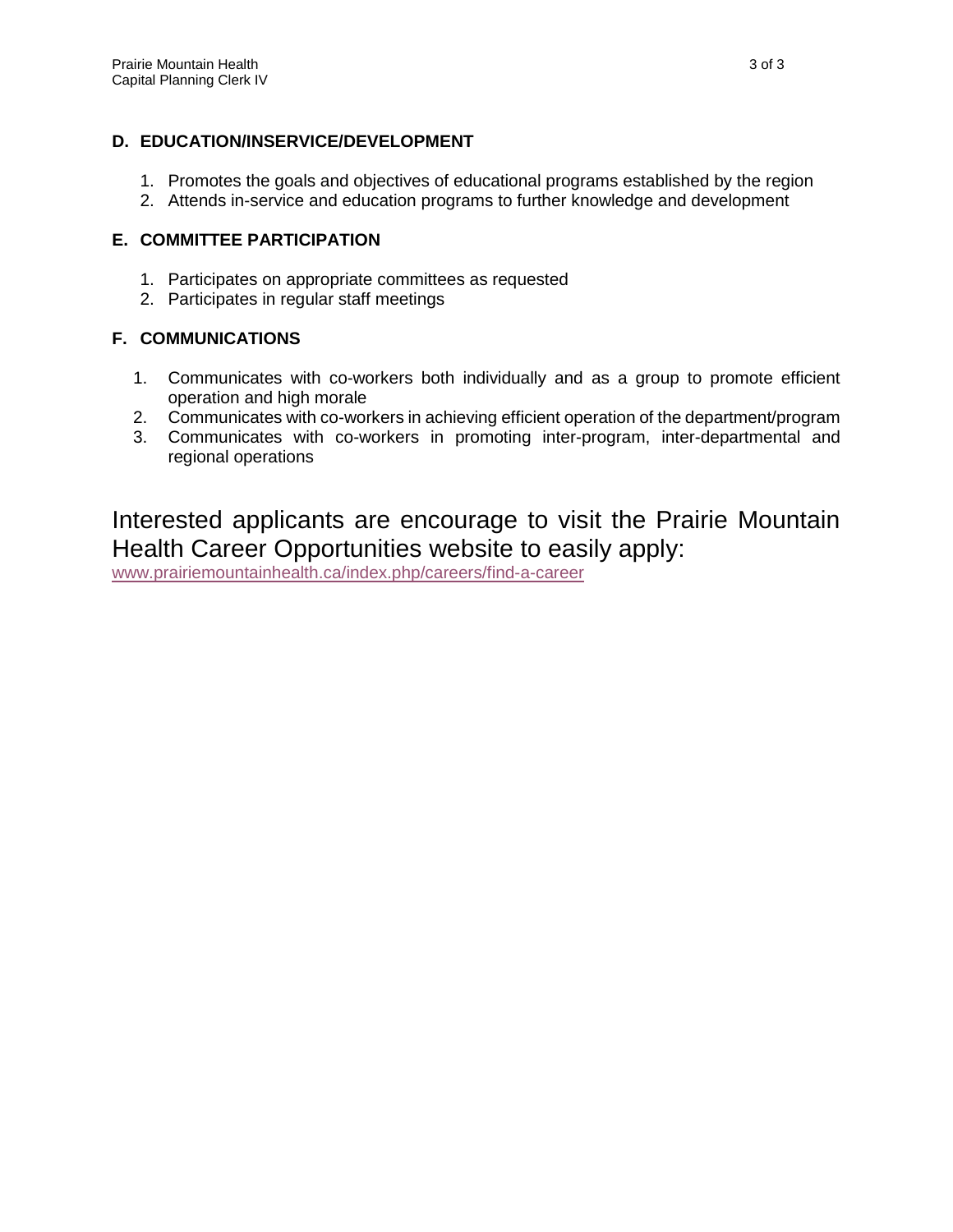### D. EDUCATION/INSERVICE/DEVELOPMENT

1. Promotes the goals and objectives of educational programs established by the region
2. Attends in-service and education programs to further knowledge and development

### E. COMMITTEE PARTICIPATION

1. Participates on appropriate committees as requested
2. Participates in regular staff meetings

### F. COMMUNICATIONS

1. Communicates with co-workers both individually and as a group to promote efficient operation and high morale
2. Communicates with co-workers in achieving efficient operation of the department/program
3. Communicates with co-workers in promoting inter-program, inter-departmental and regional operations

Interested applicants are encourage to visit the Prairie Mountain Health Career Opportunities website to easily apply:
www.prairiemountainhealth.ca/index.php/careers/find-a-career